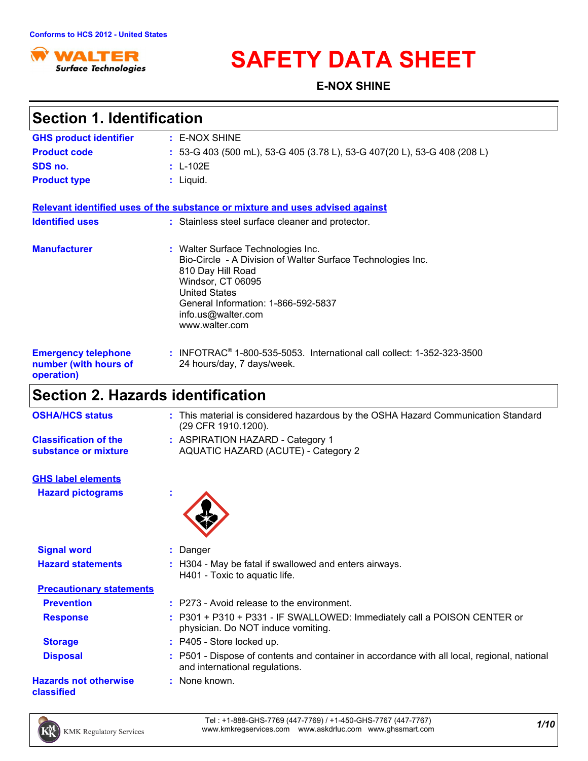Conforms to HCS 2012 - United States

# SAFETY DATA SHEET

**E-NOX SHINE**

## Section 1. Identification

**GHS product identifier** : E-NOX SHINE

**Product code** : 53-G 403 (500 mL), 53-G 405 (3.78 L), 53-G 407(20 L), 53-G 408 (208 L)

**SDS no.** : L-102E

**Product type** : Liquid.

**Relevant identified uses of the substance or mixture and uses advised against**

**Identified uses** : Stainless steel surface cleaner and protector.

**Manufacturer** : Walter Surface Technologies Inc.
Bio-Circle - A Division of Walter Surface Technologies Inc.
810 Day Hill Road
Windsor, CT 06095
United States
General Information: 1-866-592-5837
info.us@walter.com
www.walter.com

**Emergency telephone number (with hours of operation)** : INFOTRAC® 1-800-535-5053. International call collect: 1-352-323-3500
24 hours/day, 7 days/week.

## Section 2. Hazards identification

**OSHA/HCS status** : This material is considered hazardous by the OSHA Hazard Communication Standard (29 CFR 1910.1200).

**Classification of the substance or mixture** : ASPIRATION HAZARD - Category 1
AQUATIC HAZARD (ACUTE) - Category 2

**GHS label elements**

**Hazard pictograms** :

**Signal word** : Danger

**Hazard statements** : H304 - May be fatal if swallowed and enters airways.
H401 - Toxic to aquatic life.

**Precautionary statements**

**Prevention** : P273 - Avoid release to the environment.

**Response** : P301 + P310 + P331 - IF SWALLOWED: Immediately call a POISON CENTER or physician. Do NOT induce vomiting.

**Storage** : P405 - Store locked up.

**Disposal** : P501 - Dispose of contents and container in accordance with all local, regional, national and international regulations.

**Hazards not otherwise classified** : None known.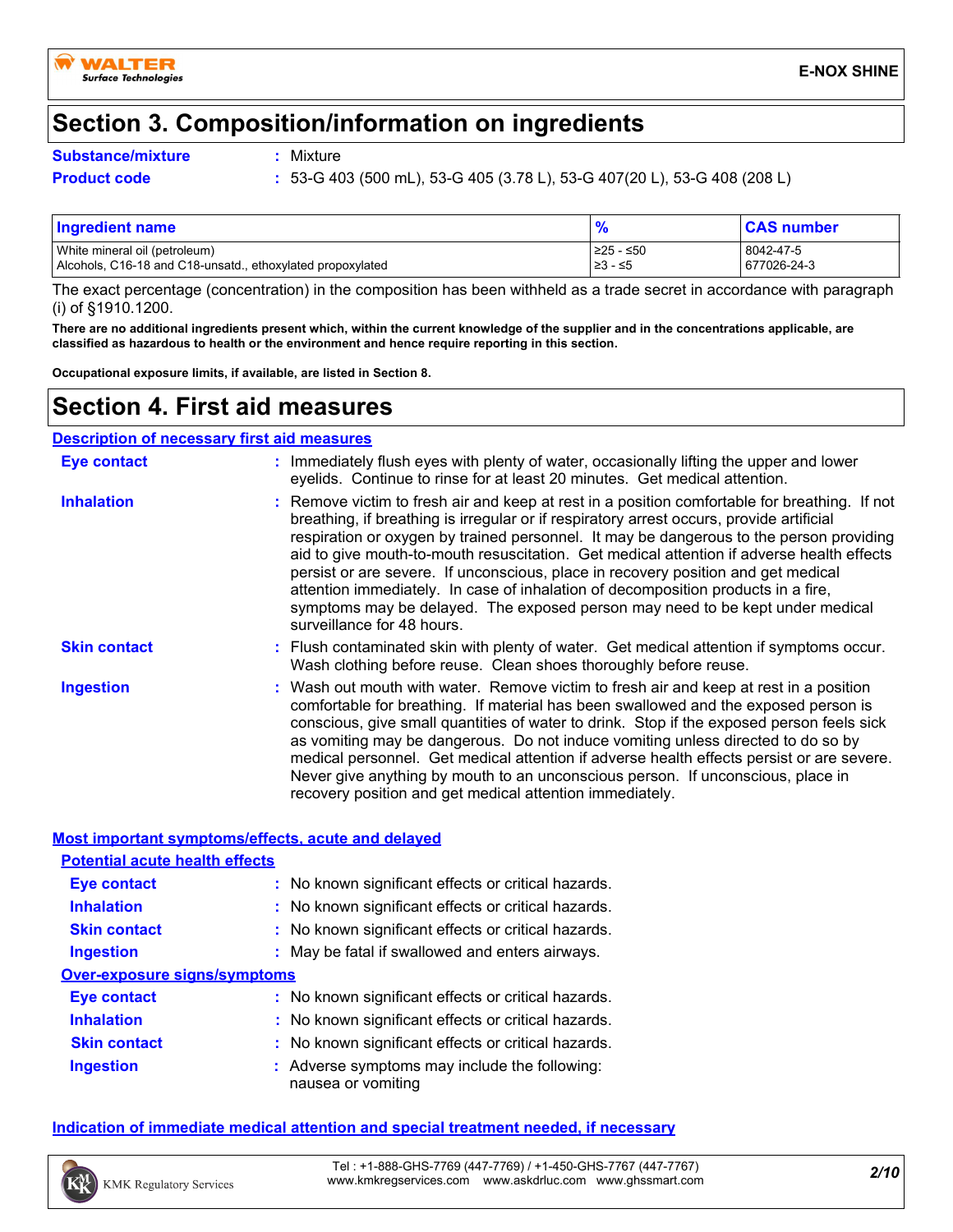## Section 3. Composition/information on ingredients

**Substance/mixture** : Mixture

**Product code** : 53-G 403 (500 mL), 53-G 405 (3.78 L), 53-G 407(20 L), 53-G 408 (208 L)

| Ingredient name | % | CAS number |
|---|---|---|
| White mineral oil (petroleum) | ≥25 - ≤50 | 8042-47-5 |
| Alcohols, C16-18 and C18-unsatd., ethoxylated propoxylated | ≥3 - ≤5 | 677026-24-3 |

The exact percentage (concentration) in the composition has been withheld as a trade secret in accordance with paragraph (i) of §1910.1200.

**There are no additional ingredients present which, within the current knowledge of the supplier and in the concentrations applicable, are classified as hazardous to health or the environment and hence require reporting in this section.**

**Occupational exposure limits, if available, are listed in Section 8.**

## Section 4. First aid measures

### Description of necessary first aid measures

**Eye contact** : Immediately flush eyes with plenty of water, occasionally lifting the upper and lower eyelids. Continue to rinse for at least 20 minutes. Get medical attention.

**Inhalation** : Remove victim to fresh air and keep at rest in a position comfortable for breathing. If not breathing, if breathing is irregular or if respiratory arrest occurs, provide artificial respiration or oxygen by trained personnel. It may be dangerous to the person providing aid to give mouth-to-mouth resuscitation. Get medical attention if adverse health effects persist or are severe. If unconscious, place in recovery position and get medical attention immediately. In case of inhalation of decomposition products in a fire, symptoms may be delayed. The exposed person may need to be kept under medical surveillance for 48 hours.

**Skin contact** : Flush contaminated skin with plenty of water. Get medical attention if symptoms occur. Wash clothing before reuse. Clean shoes thoroughly before reuse.

**Ingestion** : Wash out mouth with water. Remove victim to fresh air and keep at rest in a position comfortable for breathing. If material has been swallowed and the exposed person is conscious, give small quantities of water to drink. Stop if the exposed person feels sick as vomiting may be dangerous. Do not induce vomiting unless directed to do so by medical personnel. Get medical attention if adverse health effects persist or are severe. Never give anything by mouth to an unconscious person. If unconscious, place in recovery position and get medical attention immediately.

### Most important symptoms/effects, acute and delayed

#### Potential acute health effects

**Eye contact** : No known significant effects or critical hazards.

**Inhalation** : No known significant effects or critical hazards.

**Skin contact** : No known significant effects or critical hazards.

**Ingestion** : May be fatal if swallowed and enters airways.

#### Over-exposure signs/symptoms

**Eye contact** : No known significant effects or critical hazards.

**Inhalation** : No known significant effects or critical hazards.

**Skin contact** : No known significant effects or critical hazards.

**Ingestion** : Adverse symptoms may include the following:
nausea or vomiting

### Indication of immediate medical attention and special treatment needed, if necessary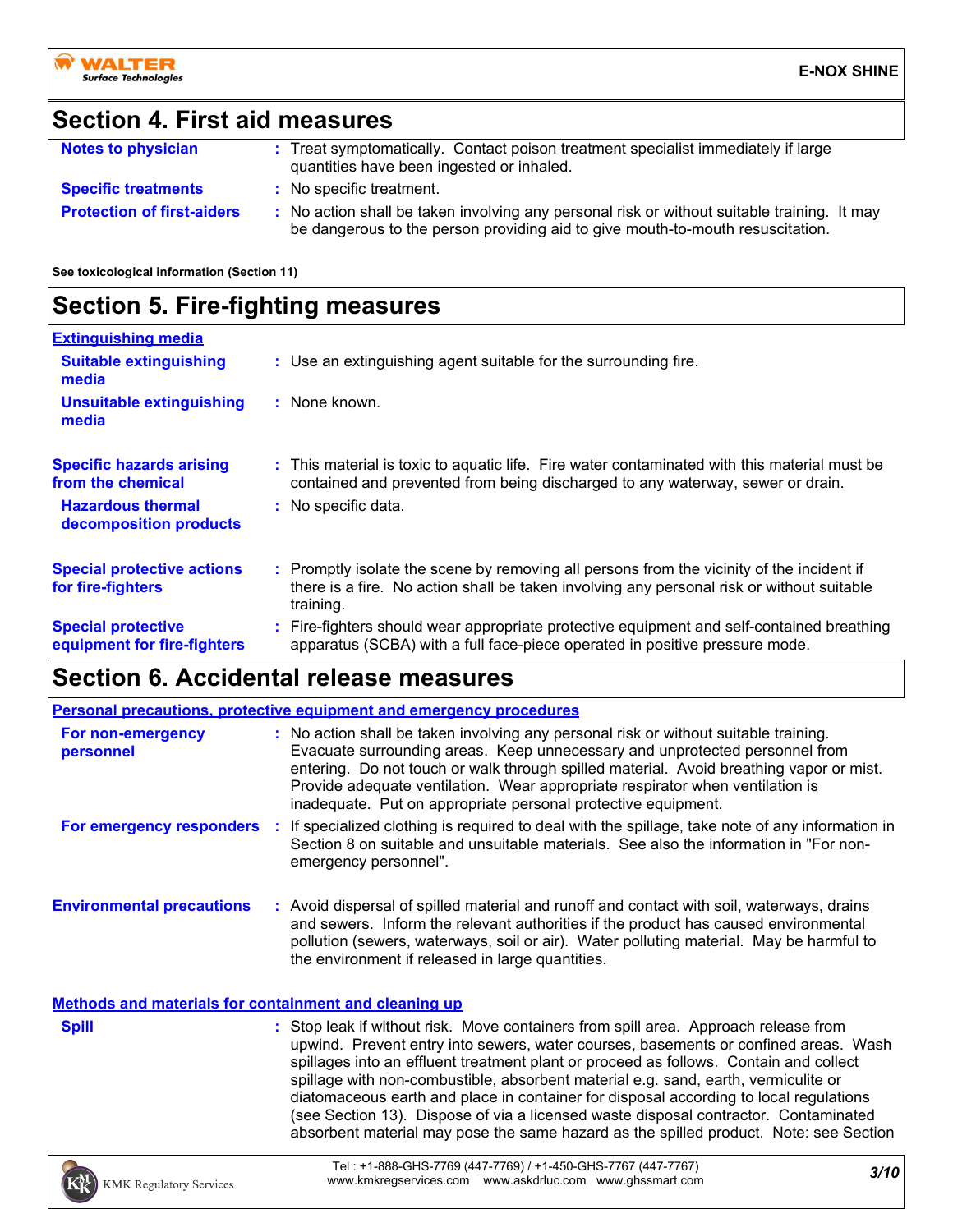## Section 4. First aid measures

**Notes to physician** : Treat symptomatically. Contact poison treatment specialist immediately if large quantities have been ingested or inhaled.

**Specific treatments** : No specific treatment.

**Protection of first-aiders** : No action shall be taken involving any personal risk or without suitable training. It may be dangerous to the person providing aid to give mouth-to-mouth resuscitation.

**See toxicological information (Section 11)**

## Section 5. Fire-fighting measures

**Extinguishing media**

**Suitable extinguishing media** : Use an extinguishing agent suitable for the surrounding fire.

**Unsuitable extinguishing media** : None known.

**Specific hazards arising from the chemical** : This material is toxic to aquatic life. Fire water contaminated with this material must be contained and prevented from being discharged to any waterway, sewer or drain.

**Hazardous thermal decomposition products** : No specific data.

**Special protective actions for fire-fighters** : Promptly isolate the scene by removing all persons from the vicinity of the incident if there is a fire. No action shall be taken involving any personal risk or without suitable training.

**Special protective equipment for fire-fighters** : Fire-fighters should wear appropriate protective equipment and self-contained breathing apparatus (SCBA) with a full face-piece operated in positive pressure mode.

## Section 6. Accidental release measures

**Personal precautions, protective equipment and emergency procedures**

**For non-emergency personnel** : No action shall be taken involving any personal risk or without suitable training. Evacuate surrounding areas. Keep unnecessary and unprotected personnel from entering. Do not touch or walk through spilled material. Avoid breathing vapor or mist. Provide adequate ventilation. Wear appropriate respirator when ventilation is inadequate. Put on appropriate personal protective equipment.

**For emergency responders** : If specialized clothing is required to deal with the spillage, take note of any information in Section 8 on suitable and unsuitable materials. See also the information in "For non-emergency personnel".

**Environmental precautions** : Avoid dispersal of spilled material and runoff and contact with soil, waterways, drains and sewers. Inform the relevant authorities if the product has caused environmental pollution (sewers, waterways, soil or air). Water polluting material. May be harmful to the environment if released in large quantities.

**Methods and materials for containment and cleaning up**

**Spill** : Stop leak if without risk. Move containers from spill area. Approach release from upwind. Prevent entry into sewers, water courses, basements or confined areas. Wash spillages into an effluent treatment plant or proceed as follows. Contain and collect spillage with non-combustible, absorbent material e.g. sand, earth, vermiculite or diatomaceous earth and place in container for disposal according to local regulations (see Section 13). Dispose of via a licensed waste disposal contractor. Contaminated absorbent material may pose the same hazard as the spilled product. Note: see Section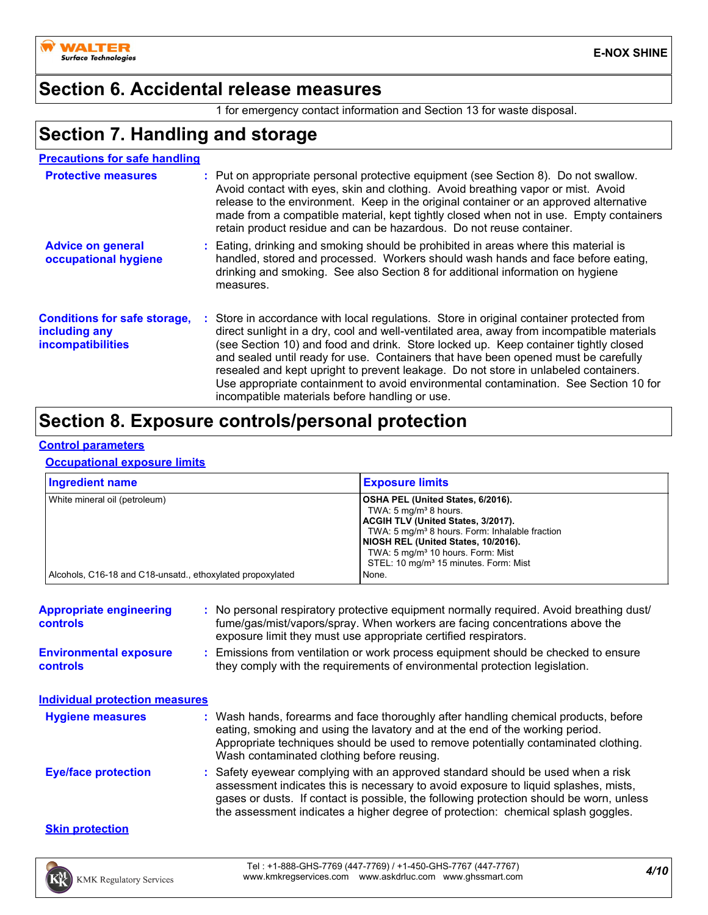## Section 6. Accidental release measures

1 for emergency contact information and Section 13 for waste disposal.

## Section 7. Handling and storage

### Precautions for safe handling

**Protective measures** : Put on appropriate personal protective equipment (see Section 8). Do not swallow. Avoid contact with eyes, skin and clothing. Avoid breathing vapor or mist. Avoid release to the environment. Keep in the original container or an approved alternative made from a compatible material, kept tightly closed when not in use. Empty containers retain product residue and can be hazardous. Do not reuse container.

**Advice on general occupational hygiene** : Eating, drinking and smoking should be prohibited in areas where this material is handled, stored and processed. Workers should wash hands and face before eating, drinking and smoking. See also Section 8 for additional information on hygiene measures.

**Conditions for safe storage, including any incompatibilities** : Store in accordance with local regulations. Store in original container protected from direct sunlight in a dry, cool and well-ventilated area, away from incompatible materials (see Section 10) and food and drink. Store locked up. Keep container tightly closed and sealed until ready for use. Containers that have been opened must be carefully resealed and kept upright to prevent leakage. Do not store in unlabeled containers. Use appropriate containment to avoid environmental contamination. See Section 10 for incompatible materials before handling or use.

## Section 8. Exposure controls/personal protection

### Control parameters

#### Occupational exposure limits

| Ingredient name | Exposure limits |
|---|---|
| White mineral oil (petroleum) | **OSHA PEL (United States, 6/2016).**<br>TWA: 5 mg/m³ 8 hours.<br>**ACGIH TLV (United States, 3/2017).**<br>TWA: 5 mg/m³ 8 hours. Form: Inhalable fraction<br>**NIOSH REL (United States, 10/2016).**<br>TWA: 5 mg/m³ 10 hours. Form: Mist<br>STEL: 10 mg/m³ 15 minutes. Form: Mist |
| Alcohols, C16-18 and C18-unsatd., ethoxylated propoxylated | None. |

**Appropriate engineering controls** : No personal respiratory protective equipment normally required. Avoid breathing dust/ fume/gas/mist/vapors/spray. When workers are facing concentrations above the exposure limit they must use appropriate certified respirators.

**Environmental exposure controls** : Emissions from ventilation or work process equipment should be checked to ensure they comply with the requirements of environmental protection legislation.

### Individual protection measures

**Hygiene measures** : Wash hands, forearms and face thoroughly after handling chemical products, before eating, smoking and using the lavatory and at the end of the working period. Appropriate techniques should be used to remove potentially contaminated clothing. Wash contaminated clothing before reusing.

**Eye/face protection** : Safety eyewear complying with an approved standard should be used when a risk assessment indicates this is necessary to avoid exposure to liquid splashes, mists, gases or dusts. If contact is possible, the following protection should be worn, unless the assessment indicates a higher degree of protection: chemical splash goggles.

#### Skin protection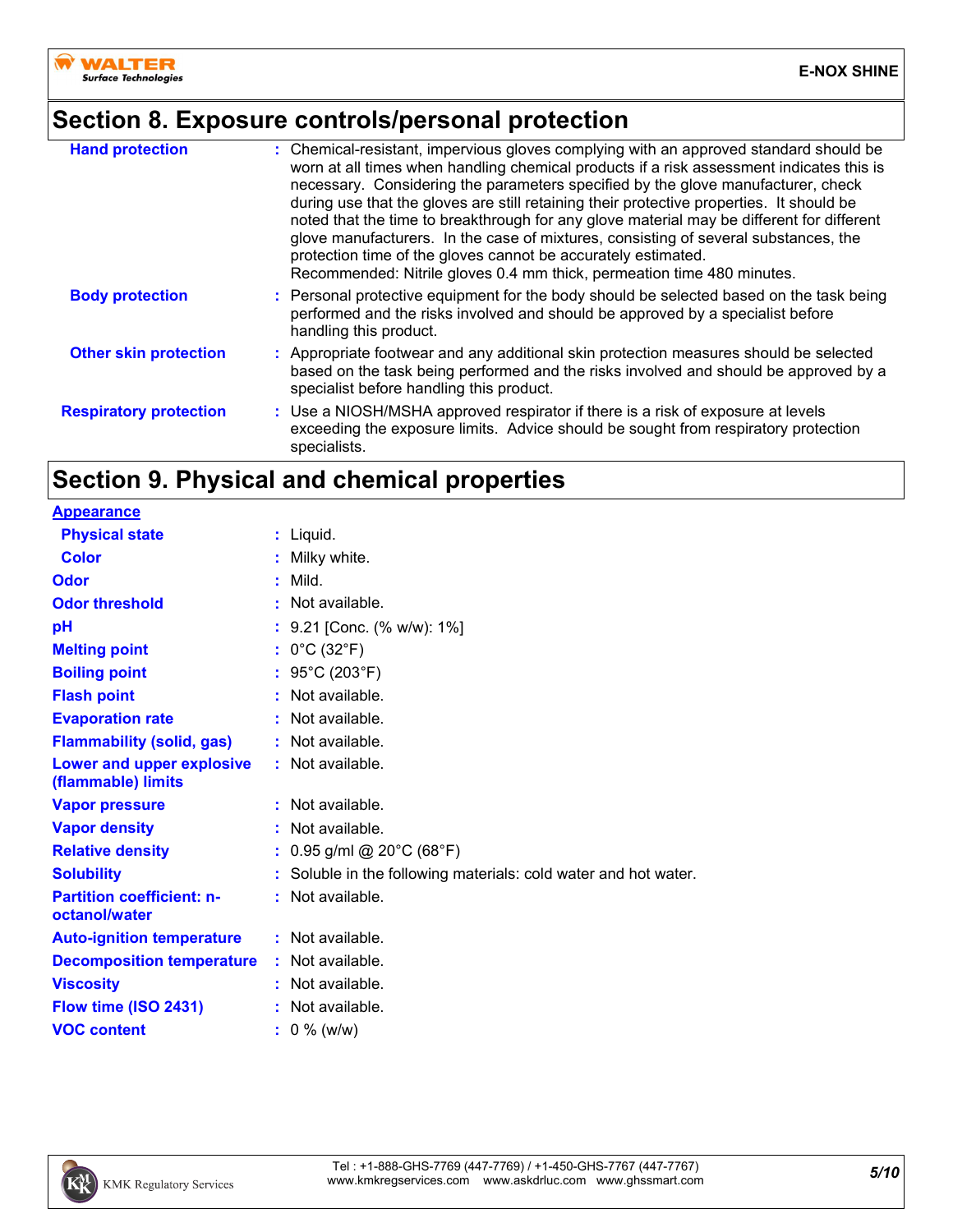## Section 8. Exposure controls/personal protection

| | |
|---|---|
| **Hand protection** | : Chemical-resistant, impervious gloves complying with an approved standard should be worn at all times when handling chemical products if a risk assessment indicates this is necessary. Considering the parameters specified by the glove manufacturer, check during use that the gloves are still retaining their protective properties. It should be noted that the time to breakthrough for any glove material may be different for different glove manufacturers. In the case of mixtures, consisting of several substances, the protection time of the gloves cannot be accurately estimated. Recommended: Nitrile gloves 0.4 mm thick, permeation time 480 minutes. |
| **Body protection** | : Personal protective equipment for the body should be selected based on the task being performed and the risks involved and should be approved by a specialist before handling this product. |
| **Other skin protection** | : Appropriate footwear and any additional skin protection measures should be selected based on the task being performed and the risks involved and should be approved by a specialist before handling this product. |
| **Respiratory protection** | : Use a NIOSH/MSHA approved respirator if there is a risk of exposure at levels exceeding the exposure limits. Advice should be sought from respiratory protection specialists. |

## Section 9. Physical and chemical properties

**Appearance**

| | |
|---|---|
| **Physical state** | : Liquid. |
| **Color** | : Milky white. |
| **Odor** | : Mild. |
| **Odor threshold** | : Not available. |
| **pH** | : 9.21 [Conc. (% w/w): 1%] |
| **Melting point** | : 0°C (32°F) |
| **Boiling point** | : 95°C (203°F) |
| **Flash point** | : Not available. |
| **Evaporation rate** | : Not available. |
| **Flammability (solid, gas)** | : Not available. |
| **Lower and upper explosive (flammable) limits** | : Not available. |
| **Vapor pressure** | : Not available. |
| **Vapor density** | : Not available. |
| **Relative density** | : 0.95 g/ml @ 20°C (68°F) |
| **Solubility** | : Soluble in the following materials: cold water and hot water. |
| **Partition coefficient: n-octanol/water** | : Not available. |
| **Auto-ignition temperature** | : Not available. |
| **Decomposition temperature** | : Not available. |
| **Viscosity** | : Not available. |
| **Flow time (ISO 2431)** | : Not available. |
| **VOC content** | : 0 % (w/w) |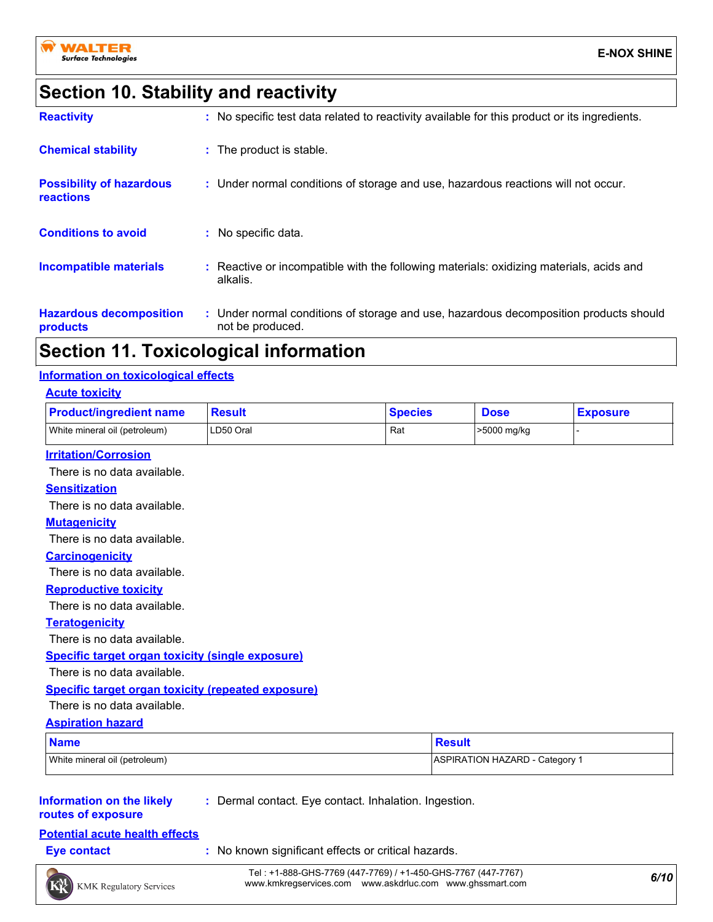## Section 10. Stability and reactivity

**Reactivity** : No specific test data related to reactivity available for this product or its ingredients.

**Chemical stability** : The product is stable.

**Possibility of hazardous reactions** : Under normal conditions of storage and use, hazardous reactions will not occur.

**Conditions to avoid** : No specific data.

**Incompatible materials** : Reactive or incompatible with the following materials: oxidizing materials, acids and alkalis.

**Hazardous decomposition products** : Under normal conditions of storage and use, hazardous decomposition products should not be produced.

## Section 11. Toxicological information

### Information on toxicological effects

#### Acute toxicity

| Product/ingredient name | Result | Species | Dose | Exposure |
|---|---|---|---|---|
| White mineral oil (petroleum) | LD50 Oral | Rat | >5000 mg/kg | - |

#### Irritation/Corrosion

There is no data available.

#### Sensitization

There is no data available.

#### Mutagenicity

There is no data available.

#### Carcinogenicity

There is no data available.

#### Reproductive toxicity

There is no data available.

#### Teratogenicity

There is no data available.

#### Specific target organ toxicity (single exposure)

There is no data available.

#### Specific target organ toxicity (repeated exposure)

There is no data available.

#### Aspiration hazard

| Name | Result |
|---|---|
| White mineral oil (petroleum) | ASPIRATION HAZARD - Category 1 |

**Information on the likely routes of exposure** : Dermal contact. Eye contact. Inhalation. Ingestion.

### Potential acute health effects

**Eye contact** : No known significant effects or critical hazards.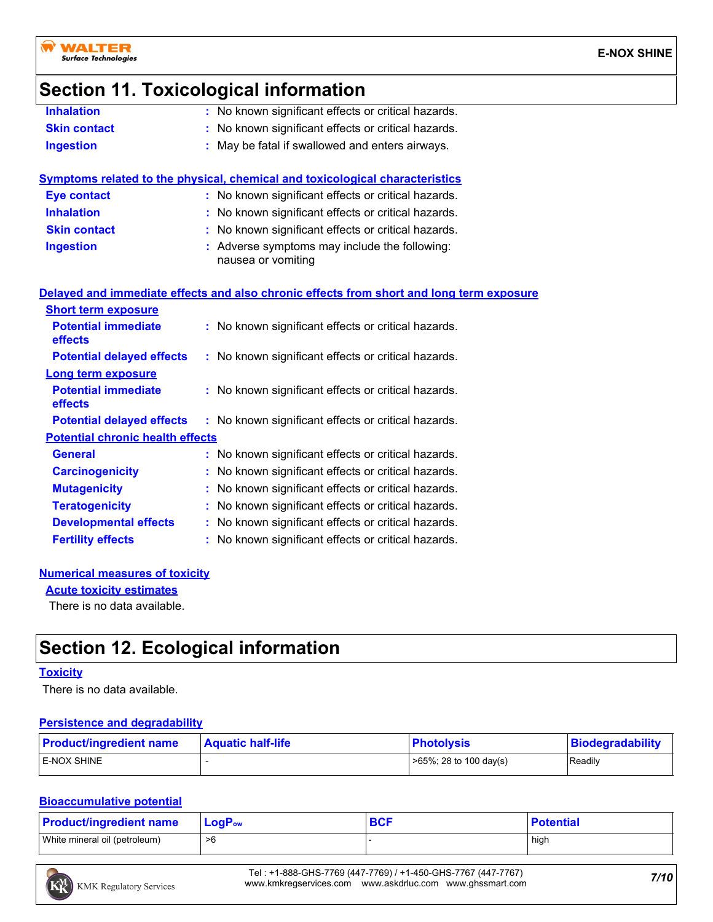## Section 11. Toxicological information

**Inhalation** : No known significant effects or critical hazards.

**Skin contact** : No known significant effects or critical hazards.

**Ingestion** : May be fatal if swallowed and enters airways.

### Symptoms related to the physical, chemical and toxicological characteristics

**Eye contact** : No known significant effects or critical hazards.

**Inhalation** : No known significant effects or critical hazards.

**Skin contact** : No known significant effects or critical hazards.

**Ingestion** : Adverse symptoms may include the following: nausea or vomiting

### Delayed and immediate effects and also chronic effects from short and long term exposure

**Short term exposure**

**Potential immediate effects** : No known significant effects or critical hazards.

**Potential delayed effects** : No known significant effects or critical hazards.

**Long term exposure**

**Potential immediate effects** : No known significant effects or critical hazards.

**Potential delayed effects** : No known significant effects or critical hazards.

**Potential chronic health effects**

**General** : No known significant effects or critical hazards.

**Carcinogenicity** : No known significant effects or critical hazards.

**Mutagenicity** : No known significant effects or critical hazards.

**Teratogenicity** : No known significant effects or critical hazards.

**Developmental effects** : No known significant effects or critical hazards.

**Fertility effects** : No known significant effects or critical hazards.

### Numerical measures of toxicity

**Acute toxicity estimates**

There is no data available.

## Section 12. Ecological information

### Toxicity

There is no data available.

### Persistence and degradability

| Product/ingredient name | Aquatic half-life | Photolysis | Biodegradability |
|---|---|---|---|
| E-NOX SHINE | - | >65%; 28 to 100 day(s) | Readily |

### Bioaccumulative potential

| Product/ingredient name | $LogP_{ow}$ | BCF | Potential |
|---|---|---|---|
| White mineral oil (petroleum) | >6 | - | high |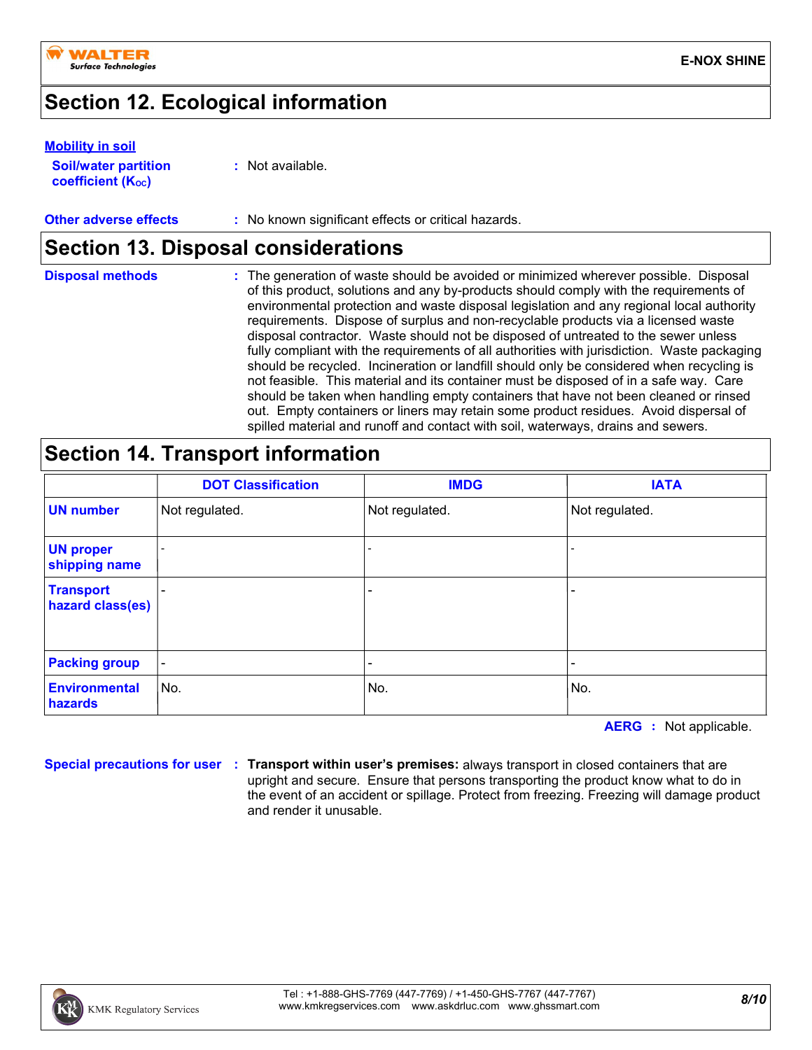## Section 12. Ecological information

**Mobility in soil**

**Soil/water partition coefficient ($K_{OC}$)** : Not available.

**Other adverse effects** : No known significant effects or critical hazards.

## Section 13. Disposal considerations

**Disposal methods** : The generation of waste should be avoided or minimized wherever possible. Disposal of this product, solutions and any by-products should comply with the requirements of environmental protection and waste disposal legislation and any regional local authority requirements. Dispose of surplus and non-recyclable products via a licensed waste disposal contractor. Waste should not be disposed of untreated to the sewer unless fully compliant with the requirements of all authorities with jurisdiction. Waste packaging should be recycled. Incineration or landfill should only be considered when recycling is not feasible. This material and its container must be disposed of in a safe way. Care should be taken when handling empty containers that have not been cleaned or rinsed out. Empty containers or liners may retain some product residues. Avoid dispersal of spilled material and runoff and contact with soil, waterways, drains and sewers.

## Section 14. Transport information

| | DOT Classification | IMDG | IATA |
|---|---|---|---|
| **UN number** | Not regulated. | Not regulated. | Not regulated. |
| **UN proper shipping name** | - | - | - |
| **Transport hazard class(es)** | - | - | - |
| **Packing group** | - | - | - |
| **Environmental hazards** | No. | No. | No. |

**AERG** : Not applicable.

**Special precautions for user** : **Transport within user's premises:** always transport in closed containers that are upright and secure. Ensure that persons transporting the product know what to do in the event of an accident or spillage. Protect from freezing. Freezing will damage product and render it unusable.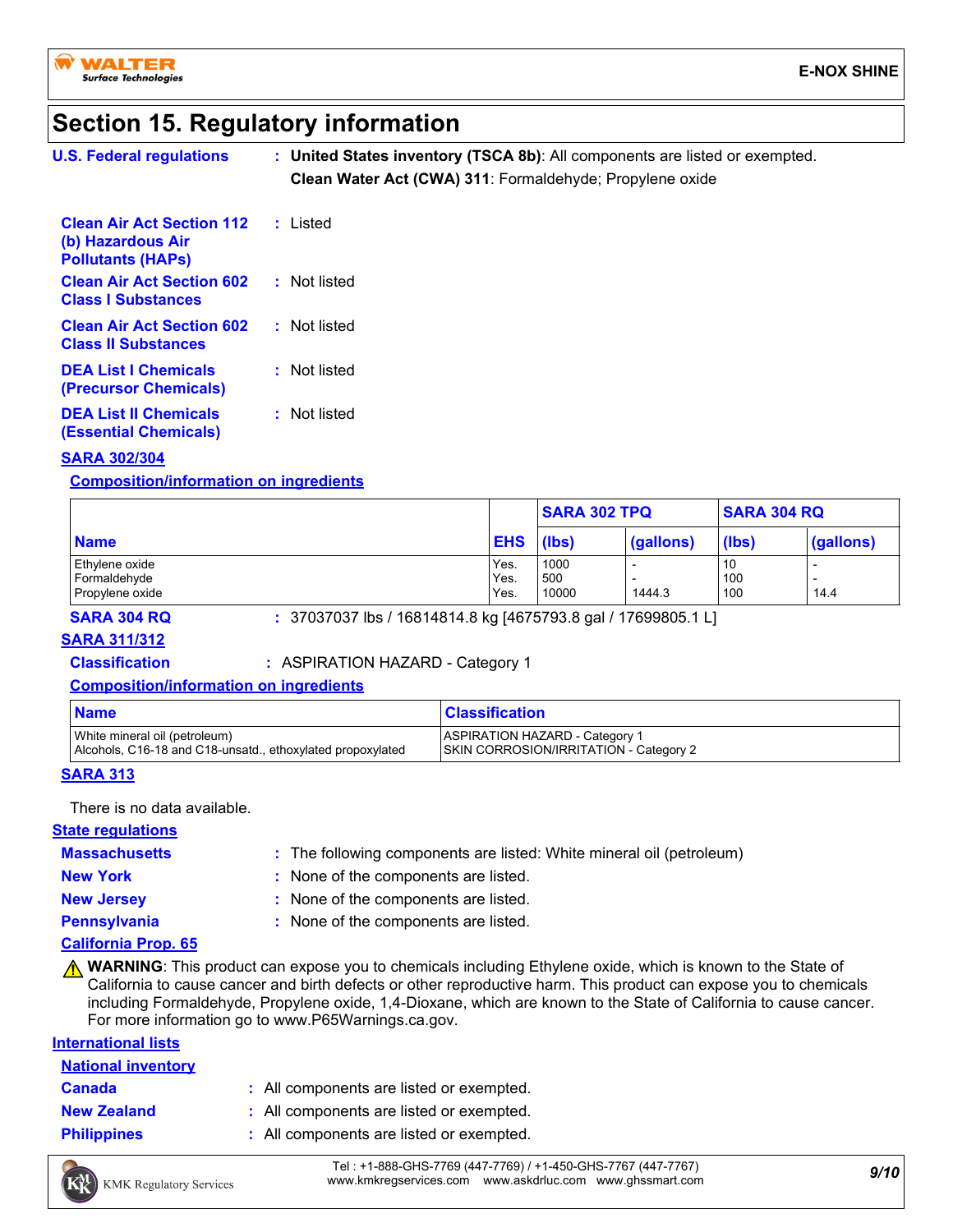## Section 15. Regulatory information

**U.S. Federal regulations** : **United States inventory (TSCA 8b)**: All components are listed or exempted.
**Clean Water Act (CWA) 311**: Formaldehyde; Propylene oxide

**Clean Air Act Section 112 (b) Hazardous Air Pollutants (HAPs)** : Listed

**Clean Air Act Section 602 Class I Substances** : Not listed

**Clean Air Act Section 602 Class II Substances** : Not listed

**DEA List I Chemicals (Precursor Chemicals)** : Not listed

**DEA List II Chemicals (Essential Chemicals)** : Not listed

### SARA 302/304

**Composition/information on ingredients**

| Name | EHS | SARA 302 TPQ | | SARA 304 RQ | |
|---|---|---|---|---|---|
| | | (lbs) | (gallons) | (lbs) | (gallons) |
| Ethylene oxide | Yes. | 1000 | - | 10 | - |
| Formaldehyde | Yes. | 500 | - | 100 | - |
| Propylene oxide | Yes. | 10000 | 1444.3 | 100 | 14.4 |

**SARA 304 RQ** : 37037037 lbs / 16814814.8 kg [4675793.8 gal / 17699805.1 L]

### SARA 311/312

**Classification** : ASPIRATION HAZARD - Category 1

**Composition/information on ingredients**

| Name | Classification |
|---|---|
| White mineral oil (petroleum) | ASPIRATION HAZARD - Category 1 |
| Alcohols, C16-18 and C18-unsatd., ethoxylated propoxylated | SKIN CORROSION/IRRITATION - Category 2 |

### SARA 313

There is no data available.

### State regulations

**Massachusetts** : The following components are listed: White mineral oil (petroleum)

**New York** : None of the components are listed.

**New Jersey** : None of the components are listed.

**Pennsylvania** : None of the components are listed.

### California Prop. 65

**WARNING**: This product can expose you to chemicals including Ethylene oxide, which is known to the State of California to cause cancer and birth defects or other reproductive harm. This product can expose you to chemicals including Formaldehyde, Propylene oxide, 1,4-Dioxane, which are known to the State of California to cause cancer. For more information go to www.P65Warnings.ca.gov.

### International lists

**National inventory**

**Canada** : All components are listed or exempted.

**New Zealand** : All components are listed or exempted.

**Philippines** : All components are listed or exempted.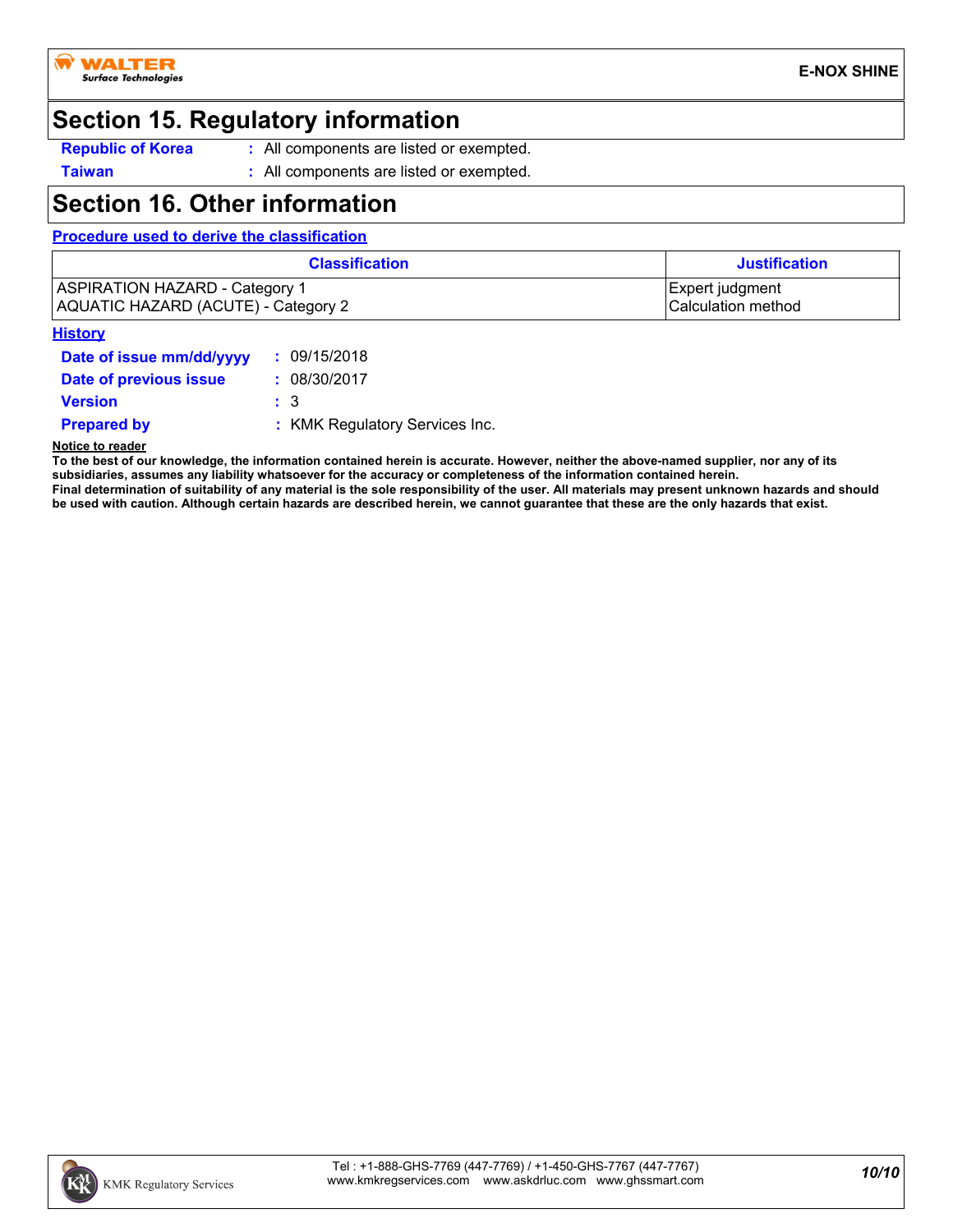## Section 15. Regulatory information

**Republic of Korea** : All components are listed or exempted.

**Taiwan** : All components are listed or exempted.

## Section 16. Other information

**Procedure used to derive the classification**

| Classification | Justification |
|---|---|
| ASPIRATION HAZARD - Category 1<br>AQUATIC HAZARD (ACUTE) - Category 2 | Expert judgment<br>Calculation method |

**History**

**Date of issue mm/dd/yyyy** : 09/15/2018

**Date of previous issue** : 08/30/2017

**Version** : 3

**Prepared by** : KMK Regulatory Services Inc.

**Notice to reader**

**To the best of our knowledge, the information contained herein is accurate. However, neither the above-named supplier, nor any of its subsidiaries, assumes any liability whatsoever for the accuracy or completeness of the information contained herein.**
**Final determination of suitability of any material is the sole responsibility of the user. All materials may present unknown hazards and should be used with caution. Although certain hazards are described herein, we cannot guarantee that these are the only hazards that exist.**